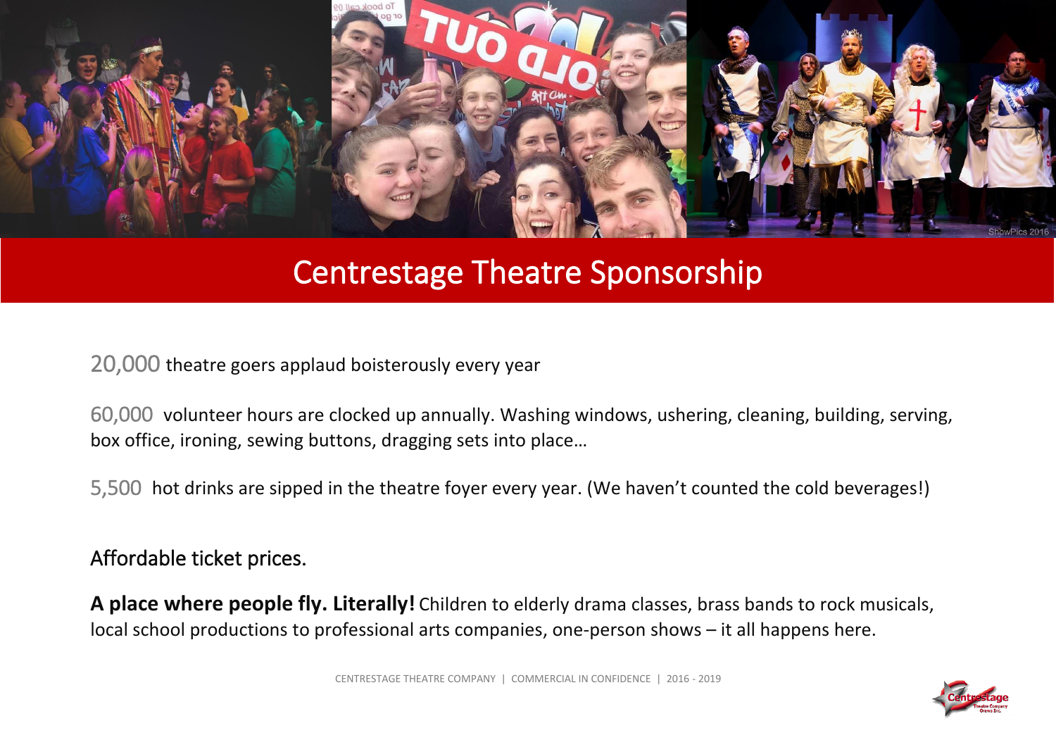# Centrestage Theatre Sponsorship

20,000 theatre goers applaud boisterously every year

60,000 volunteer hours are clocked up annually. Washing windows, ushering, cleaning, building, serving, box office, ironing, sewing buttons, dragging sets into place…

5,500 hot drinks are sipped in the theatre foyer every year. (We haven't counted the cold beverages!)

Affordable ticket prices.

**A place where people fly. Literally!** Children to elderly drama classes, brass bands to rock musicals, local school productions to professional arts companies, one-person shows – it all happens here.

CENTRESTAGE THEATRE COMPANY | COMMERCIAL IN CONFIDENCE | 2016 - 2019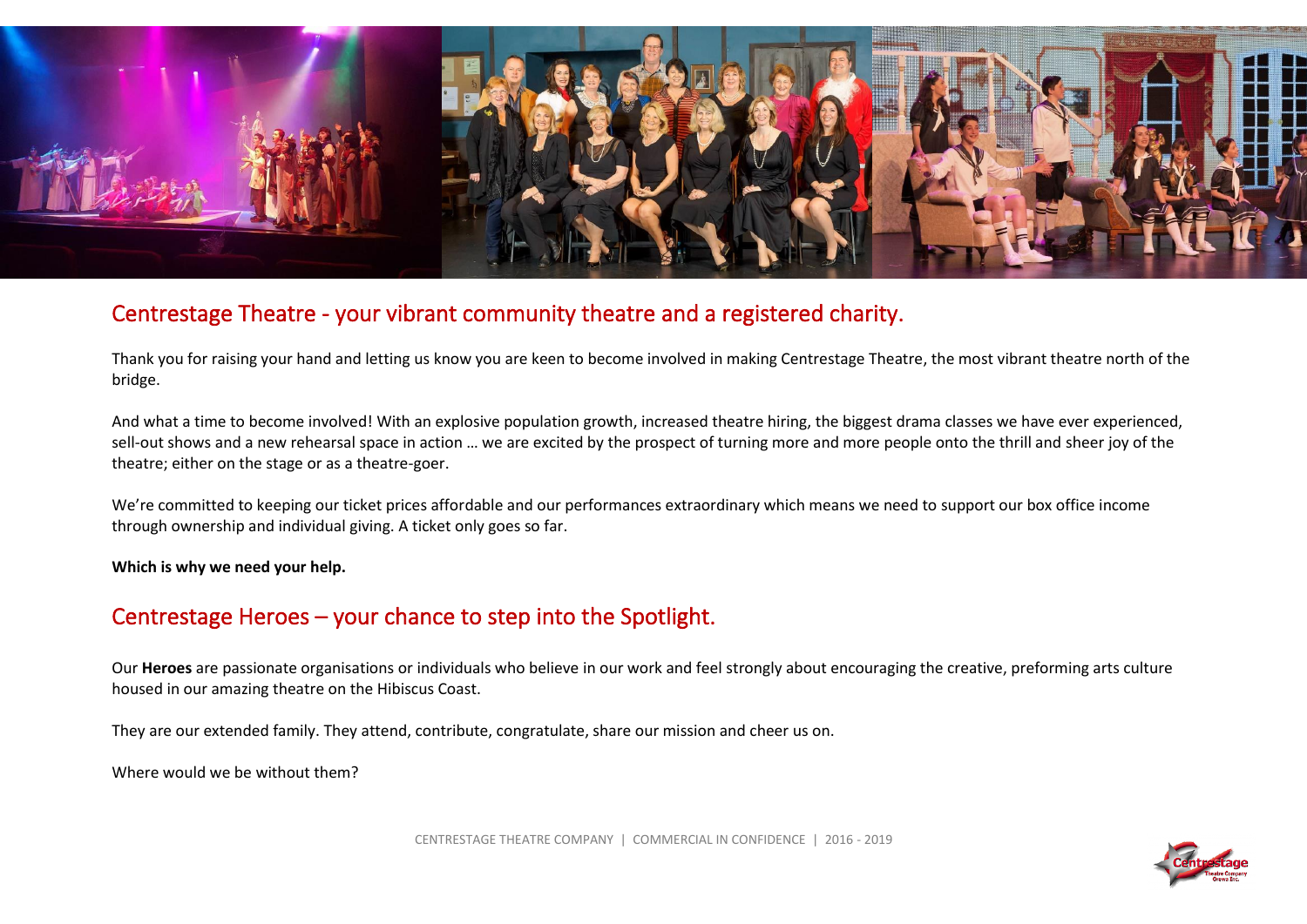## Centrestage Theatre - your vibrant community theatre and a registered charity.

Thank you for raising your hand and letting us know you are keen to become involved in making Centrestage Theatre, the most vibrant theatre north of the bridge.

And what a time to become involved! With an explosive population growth, increased theatre hiring, the biggest drama classes we have ever experienced, sell-out shows and a new rehearsal space in action … we are excited by the prospect of turning more and more people onto the thrill and sheer joy of the theatre; either on the stage or as a theatre-goer.

We're committed to keeping our ticket prices affordable and our performances extraordinary which means we need to support our box office income through ownership and individual giving. A ticket only goes so far.

**Which is why we need your help.**

## Centrestage Heroes – your chance to step into the Spotlight.

Our **Heroes** are passionate organisations or individuals who believe in our work and feel strongly about encouraging the creative, preforming arts culture housed in our amazing theatre on the Hibiscus Coast.

They are our extended family. They attend, contribute, congratulate, share our mission and cheer us on.

Where would we be without them?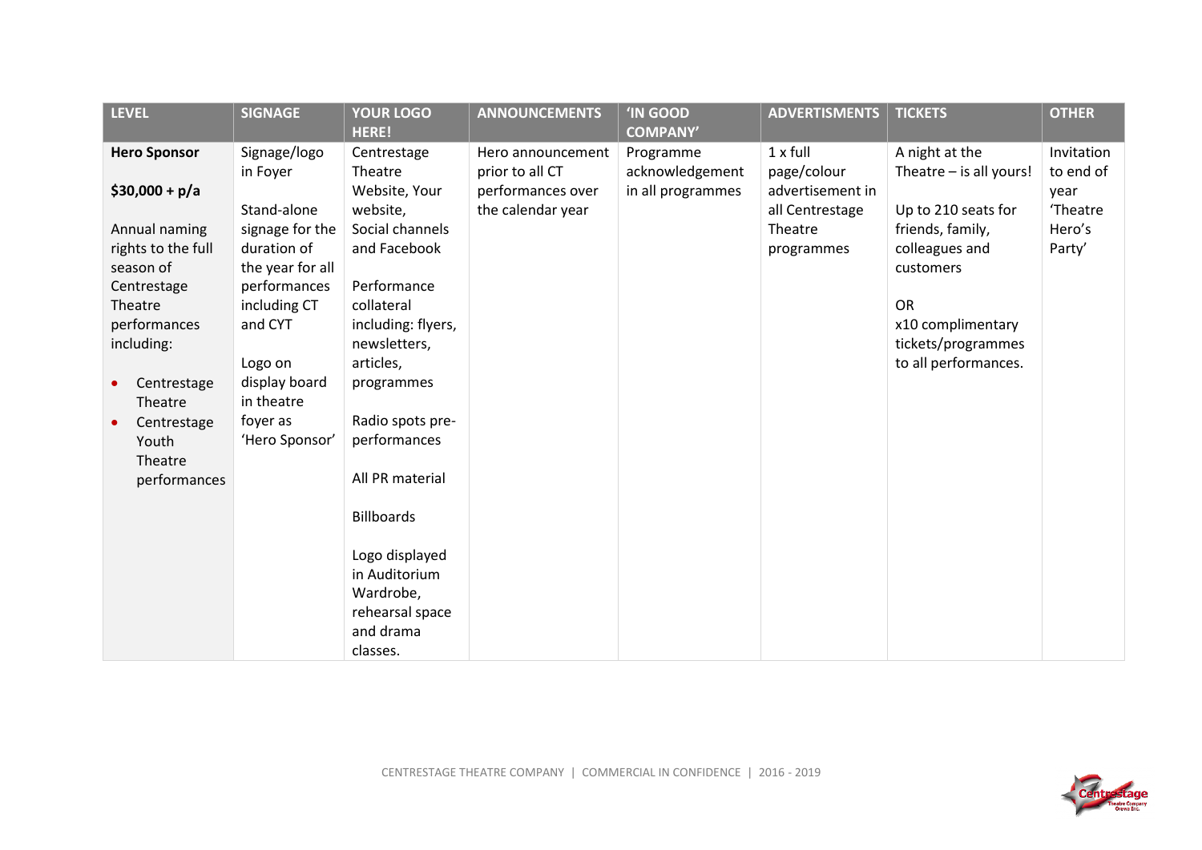| LEVEL | SIGNAGE | YOUR LOGO HERE! | ANNOUNCEMENTS | 'IN GOOD COMPANY' | ADVERTISMENTS | TICKETS | OTHER |
|---|---|---|---|---|---|---|---|
| **Hero Sponsor**<br><br>**$30,000 + p/a**<br><br>Annual naming rights to the full season of Centrestage Theatre performances including:<br><br>• Centrestage Theatre<br>• Centrestage Youth Theatre performances | Signage/logo in Foyer<br><br>Stand-alone signage for the duration of the year for all performances including CT and CYT<br><br>Logo on display board in theatre foyer as 'Hero Sponsor' | Centrestage Theatre Website, Your website, Social channels and Facebook<br><br>Performance collateral including: flyers, newsletters, articles, programmes<br><br>Radio spots pre-performances<br><br>All PR material<br><br>Billboards<br><br>Logo displayed in Auditorium Wardrobe, rehearsal space and drama classes. | Hero announcement prior to all CT performances over the calendar year | Programme acknowledgement in all programmes | 1 x full page/colour advertisement in all Centrestage Theatre programmes | A night at the Theatre – is all yours!<br><br>Up to 210 seats for friends, family, colleagues and customers<br><br>OR<br><br>x10 complimentary tickets/programmes to all performances. | Invitation to end of year 'Theatre Hero's Party' |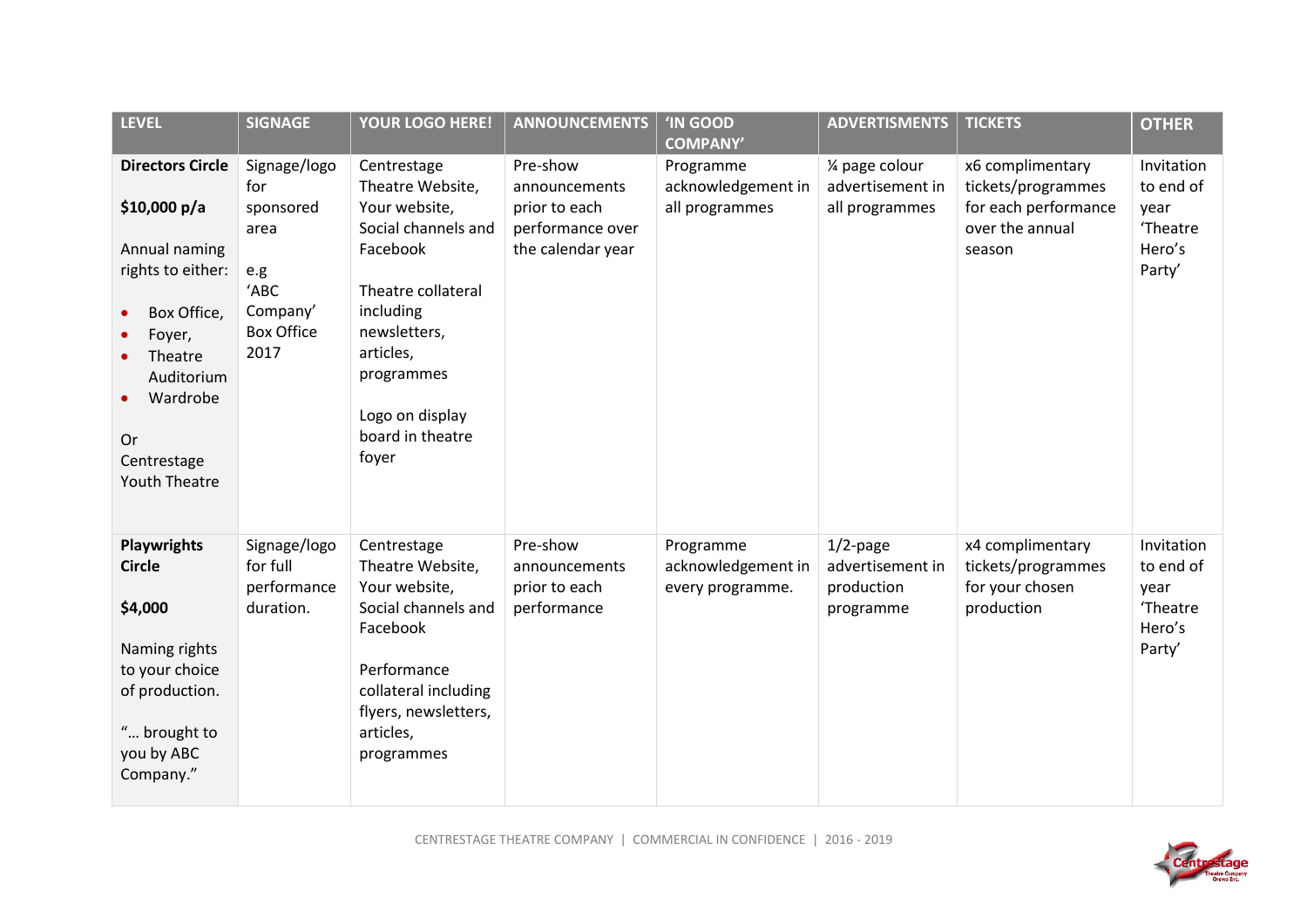| LEVEL | SIGNAGE | YOUR LOGO HERE! | ANNOUNCEMENTS | 'IN GOOD COMPANY' | ADVERTISMENTS | TICKETS | OTHER |
|---|---|---|---|---|---|---|---|
| **Directors Circle**<br><br>**$10,000 p/a**<br><br>Annual naming rights to either:<br>• Box Office,<br>• Foyer,<br>• Theatre Auditorium<br>• Wardrobe<br><br>Or Centrestage Youth Theatre | Signage/logo for sponsored area<br><br>e.g 'ABC Company' Box Office 2017 | Centrestage Theatre Website, Your website, Social channels and Facebook<br><br>Theatre collateral including newsletters, articles, programmes<br><br>Logo on display board in theatre foyer | Pre-show announcements prior to each performance over the calendar year | Programme acknowledgement in all programmes | ¼ page colour advertisement in all programmes | x6 complimentary tickets/programmes for each performance over the annual season | Invitation to end of year 'Theatre Hero's Party' |
| **Playwrights Circle**<br><br>**$4,000**<br><br>Naming rights to your choice of production.<br><br>"… brought to you by ABC Company." | Signage/logo for full performance duration. | Centrestage Theatre Website, Your website, Social channels and Facebook<br><br>Performance collateral including flyers, newsletters, articles, programmes | Pre-show announcements prior to each performance | Programme acknowledgement in every programme. | 1/2-page advertisement in production programme | x4 complimentary tickets/programmes for your chosen production | Invitation to end of year 'Theatre Hero's Party' |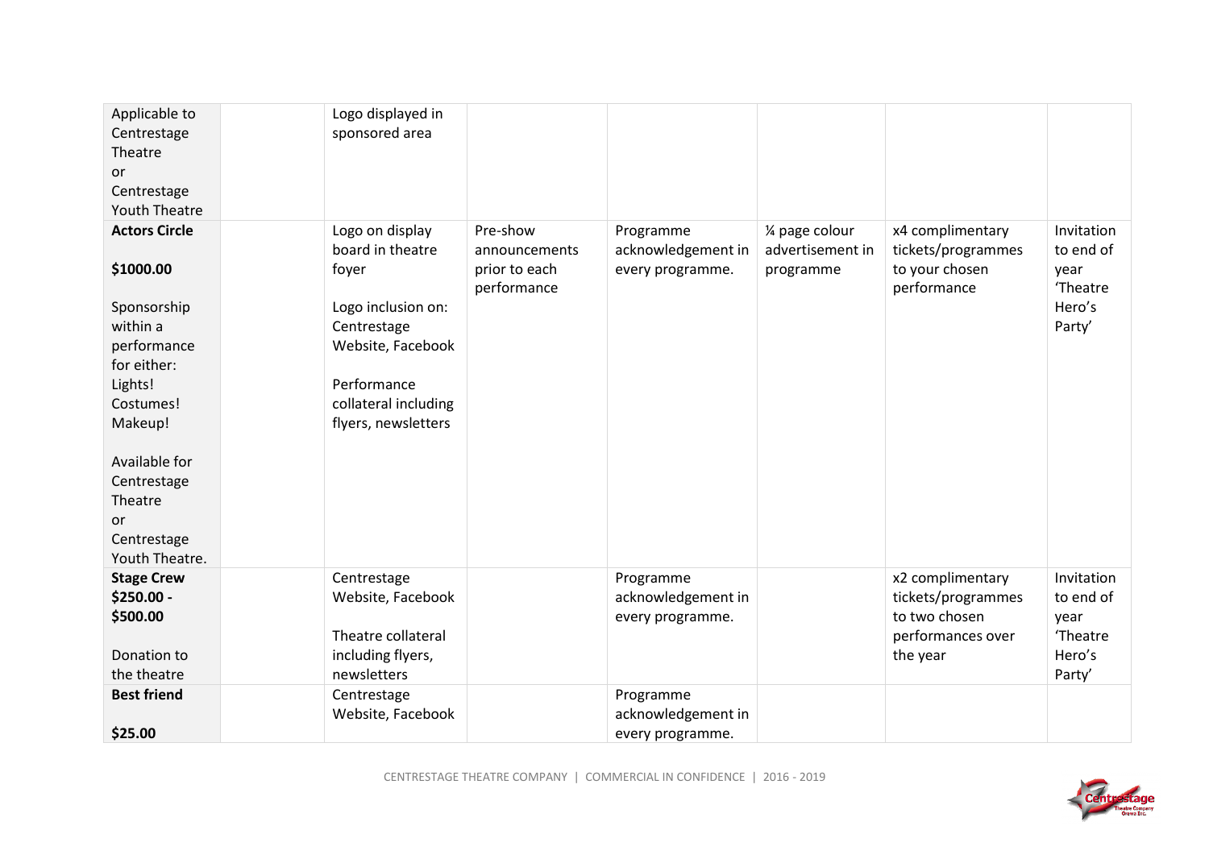| | | | | | | | |
|---|---|---|---|---|---|---|---|
| Applicable to Centrestage Theatre or Centrestage Youth Theatre | | Logo displayed in sponsored area | | | | | |
| **Actors Circle**<br><br>**$1000.00**<br><br>Sponsorship within a performance for either: Lights! Costumes! Makeup!<br><br>Available for Centrestage Theatre or Centrestage Youth Theatre. | | Logo on display board in theatre foyer<br><br>Logo inclusion on: Centrestage Website, Facebook<br><br>Performance collateral including flyers, newsletters | Pre-show announcements prior to each performance | Programme acknowledgement in every programme. | ¼ page colour advertisement in programme | x4 complimentary tickets/programmes to your chosen performance | Invitation to end of year 'Theatre Hero's Party' |
| **Stage Crew**<br>**$250.00 - $500.00**<br><br>Donation to the theatre | | Centrestage Website, Facebook<br><br>Theatre collateral including flyers, newsletters | | Programme acknowledgement in every programme. | | x2 complimentary tickets/programmes to two chosen performances over the year | Invitation to end of year 'Theatre Hero's Party' |
| **Best friend**<br><br>**$25.00** | | Centrestage Website, Facebook | | Programme acknowledgement in every programme. | | | |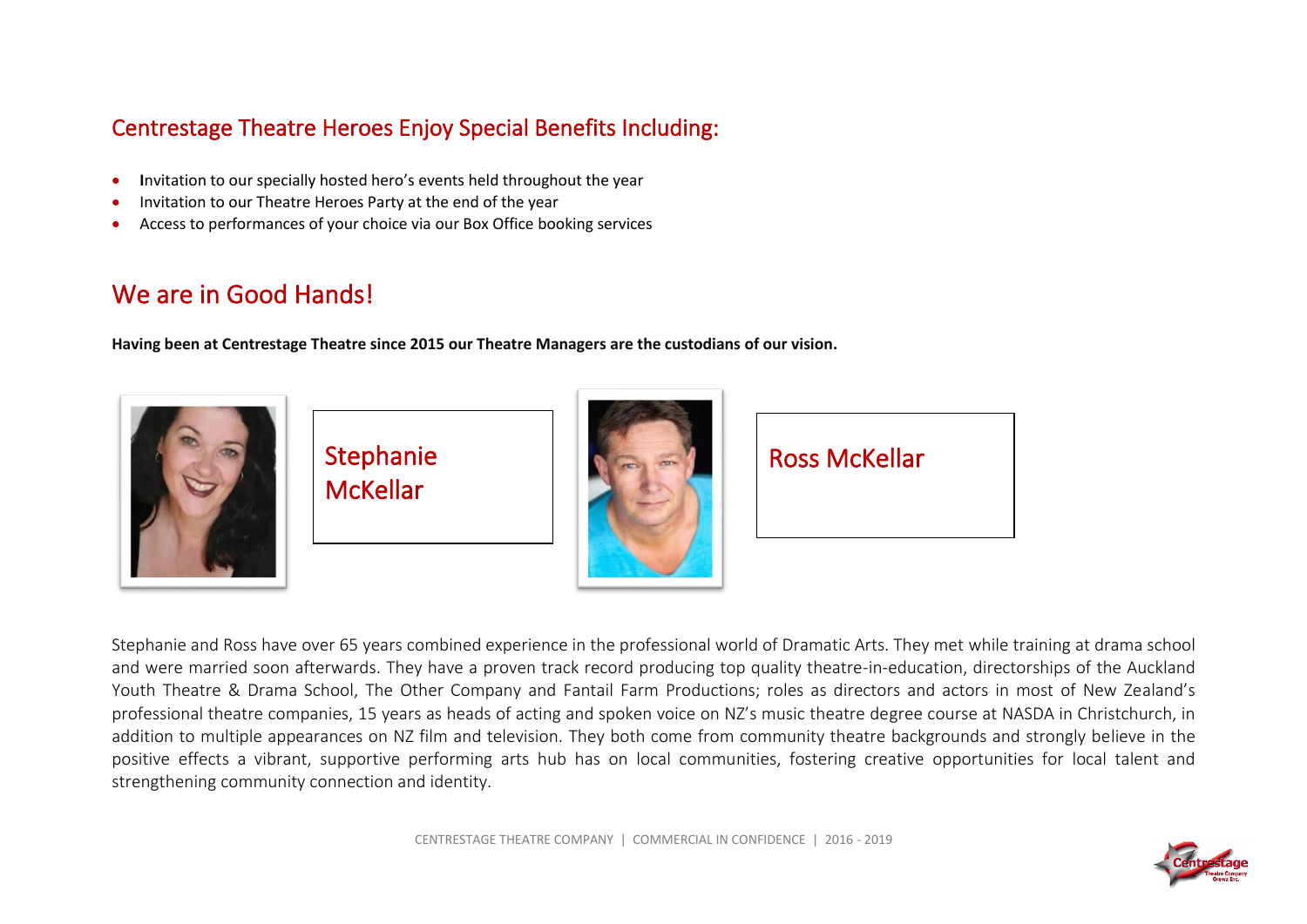## Centrestage Theatre Heroes Enjoy Special Benefits Including:

- Invitation to our specially hosted hero's events held throughout the year
- Invitation to our Theatre Heroes Party at the end of the year
- Access to performances of your choice via our Box Office booking services

## We are in Good Hands!

**Having been at Centrestage Theatre since 2015 our Theatre Managers are the custodians of our vision.**

Stephanie McKellar

Ross McKellar

Stephanie and Ross have over 65 years combined experience in the professional world of Dramatic Arts. They met while training at drama school and were married soon afterwards. They have a proven track record producing top quality theatre-in-education, directorships of the Auckland Youth Theatre & Drama School, The Other Company and Fantail Farm Productions; roles as directors and actors in most of New Zealand's professional theatre companies, 15 years as heads of acting and spoken voice on NZ's music theatre degree course at NASDA in Christchurch, in addition to multiple appearances on NZ film and television. They both come from community theatre backgrounds and strongly believe in the positive effects a vibrant, supportive performing arts hub has on local communities, fostering creative opportunities for local talent and strengthening community connection and identity.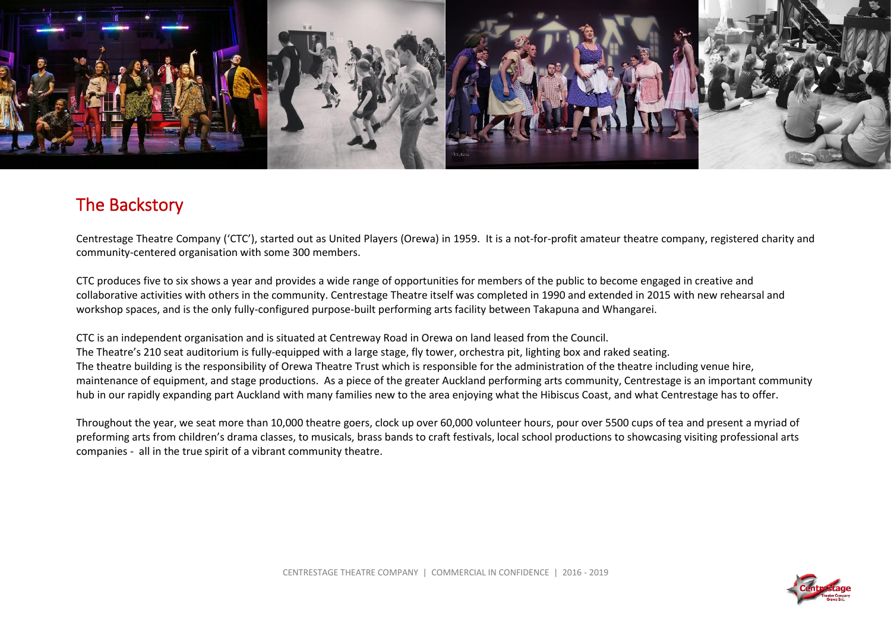## The Backstory

Centrestage Theatre Company ('CTC'), started out as United Players (Orewa) in 1959. It is a not-for-profit amateur theatre company, registered charity and community-centered organisation with some 300 members.

CTC produces five to six shows a year and provides a wide range of opportunities for members of the public to become engaged in creative and collaborative activities with others in the community. Centrestage Theatre itself was completed in 1990 and extended in 2015 with new rehearsal and workshop spaces, and is the only fully-configured purpose-built performing arts facility between Takapuna and Whangarei.

CTC is an independent organisation and is situated at Centreway Road in Orewa on land leased from the Council.
The Theatre's 210 seat auditorium is fully-equipped with a large stage, fly tower, orchestra pit, lighting box and raked seating.
The theatre building is the responsibility of Orewa Theatre Trust which is responsible for the administration of the theatre including venue hire, maintenance of equipment, and stage productions. As a piece of the greater Auckland performing arts community, Centrestage is an important community hub in our rapidly expanding part Auckland with many families new to the area enjoying what the Hibiscus Coast, and what Centrestage has to offer.

Throughout the year, we seat more than 10,000 theatre goers, clock up over 60,000 volunteer hours, pour over 5500 cups of tea and present a myriad of preforming arts from children's drama classes, to musicals, brass bands to craft festivals, local school productions to showcasing visiting professional arts companies - all in the true spirit of a vibrant community theatre.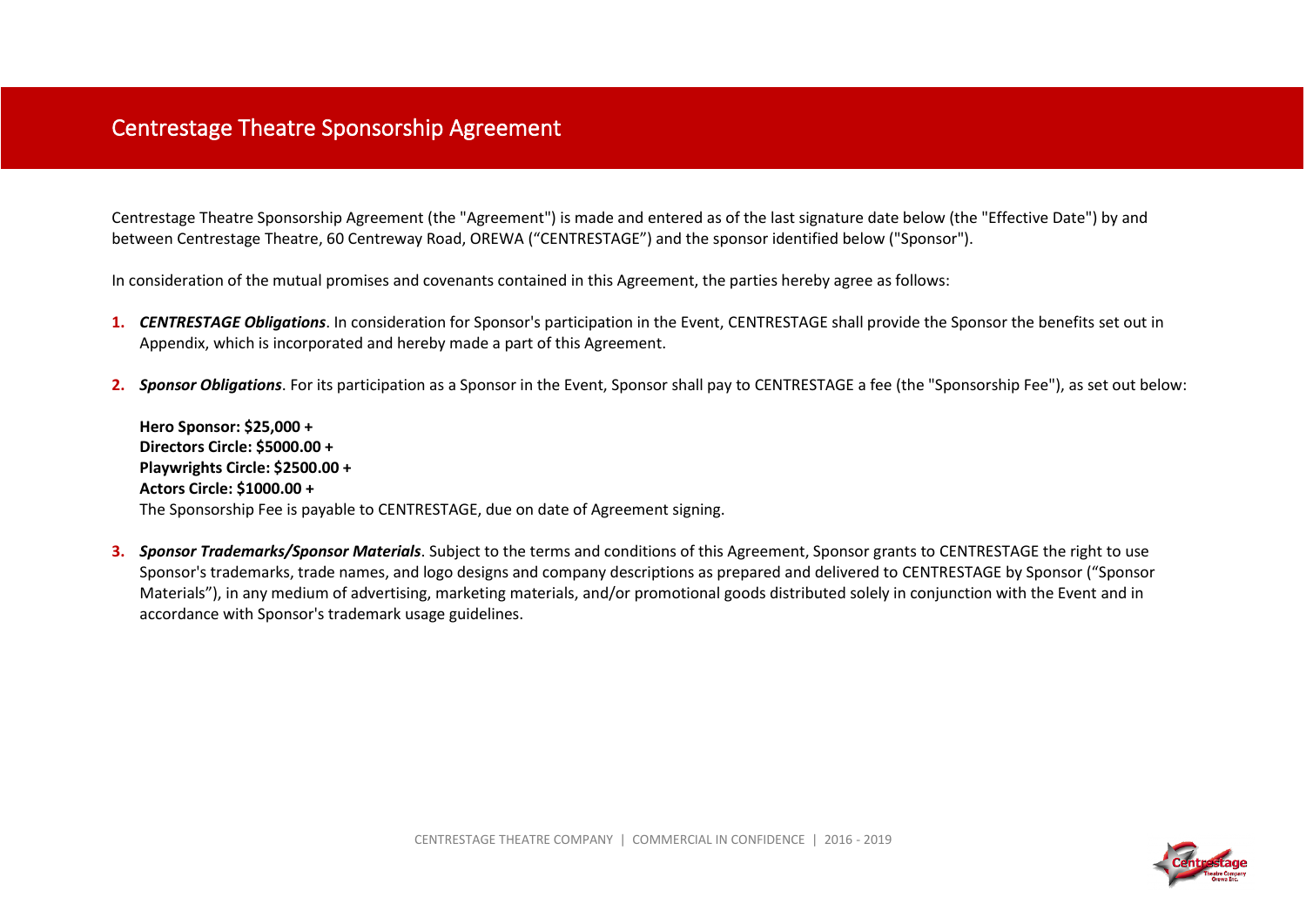# Centrestage Theatre Sponsorship Agreement

Centrestage Theatre Sponsorship Agreement (the "Agreement") is made and entered as of the last signature date below (the "Effective Date") by and between Centrestage Theatre, 60 Centreway Road, OREWA ("CENTRESTAGE") and the sponsor identified below ("Sponsor").

In consideration of the mutual promises and covenants contained in this Agreement, the parties hereby agree as follows:

1. ***CENTRESTAGE Obligations***. In consideration for Sponsor's participation in the Event, CENTRESTAGE shall provide the Sponsor the benefits set out in Appendix, which is incorporated and hereby made a part of this Agreement.

2. ***Sponsor Obligations***. For its participation as a Sponsor in the Event, Sponsor shall pay to CENTRESTAGE a fee (the "Sponsorship Fee"), as set out below:

   **Hero Sponsor: $25,000 +**
   **Directors Circle: $5000.00 +**
   **Playwrights Circle: $2500.00 +**
   **Actors Circle: $1000.00 +**
   The Sponsorship Fee is payable to CENTRESTAGE, due on date of Agreement signing.

3. ***Sponsor Trademarks/Sponsor Materials***. Subject to the terms and conditions of this Agreement, Sponsor grants to CENTRESTAGE the right to use Sponsor's trademarks, trade names, and logo designs and company descriptions as prepared and delivered to CENTRESTAGE by Sponsor ("Sponsor Materials"), in any medium of advertising, marketing materials, and/or promotional goods distributed solely in conjunction with the Event and in accordance with Sponsor's trademark usage guidelines.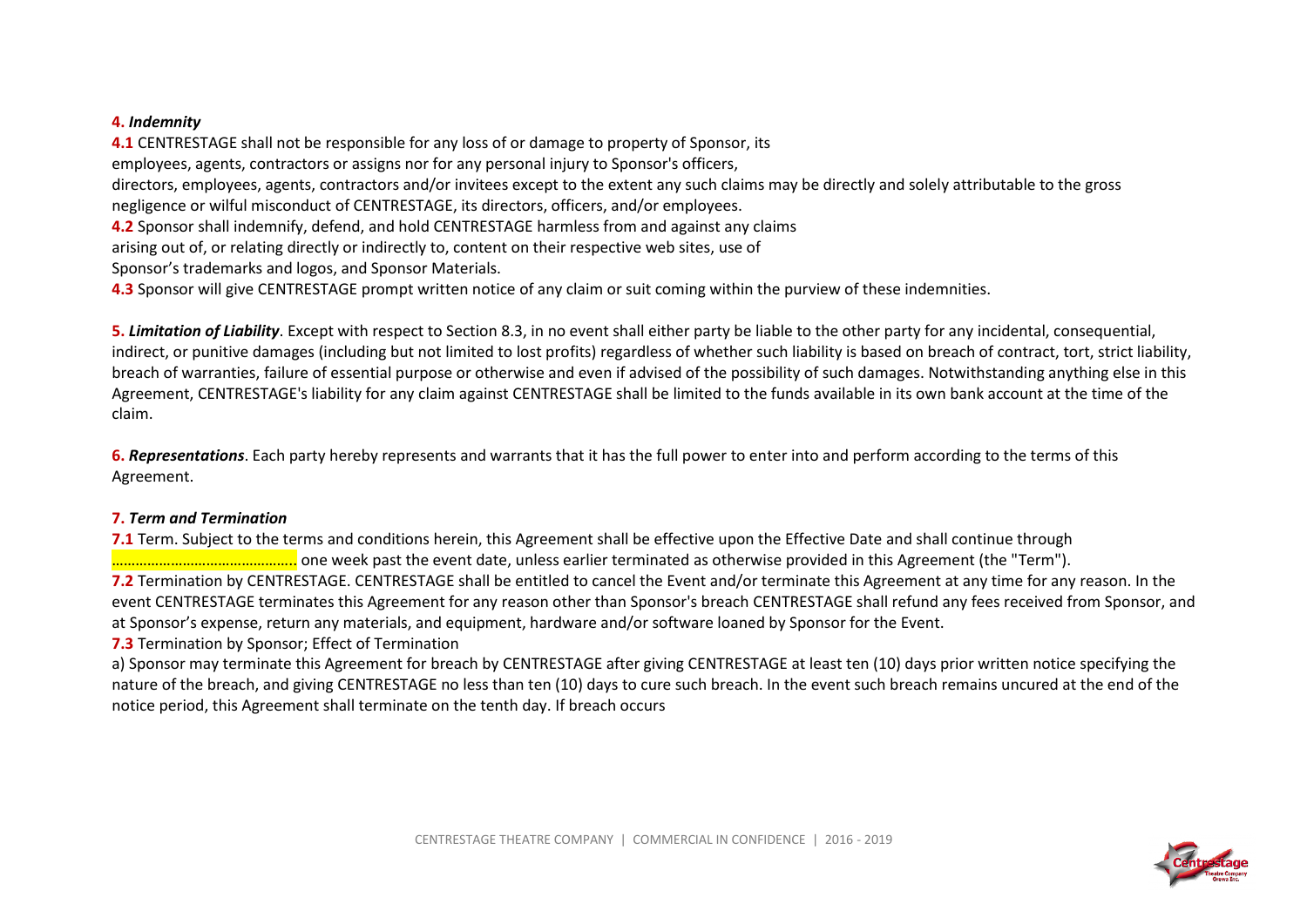**4.** ***Indemnity***

**4.1** CENTRESTAGE shall not be responsible for any loss of or damage to property of Sponsor, its employees, agents, contractors or assigns nor for any personal injury to Sponsor's officers, directors, employees, agents, contractors and/or invitees except to the extent any such claims may be directly and solely attributable to the gross negligence or wilful misconduct of CENTRESTAGE, its directors, officers, and/or employees.

**4.2** Sponsor shall indemnify, defend, and hold CENTRESTAGE harmless from and against any claims arising out of, or relating directly or indirectly to, content on their respective web sites, use of Sponsor's trademarks and logos, and Sponsor Materials.

**4.3** Sponsor will give CENTRESTAGE prompt written notice of any claim or suit coming within the purview of these indemnities.

**5.** ***Limitation of Liability***. Except with respect to Section 8.3, in no event shall either party be liable to the other party for any incidental, consequential, indirect, or punitive damages (including but not limited to lost profits) regardless of whether such liability is based on breach of contract, tort, strict liability, breach of warranties, failure of essential purpose or otherwise and even if advised of the possibility of such damages. Notwithstanding anything else in this Agreement, CENTRESTAGE's liability for any claim against CENTRESTAGE shall be limited to the funds available in its own bank account at the time of the claim.

**6.** ***Representations***. Each party hereby represents and warrants that it has the full power to enter into and perform according to the terms of this Agreement.

**7.** ***Term and Termination***

**7.1** Term. Subject to the terms and conditions herein, this Agreement shall be effective upon the Effective Date and shall continue through ………………………………………. one week past the event date, unless earlier terminated as otherwise provided in this Agreement (the "Term").

**7.2** Termination by CENTRESTAGE. CENTRESTAGE shall be entitled to cancel the Event and/or terminate this Agreement at any time for any reason. In the event CENTRESTAGE terminates this Agreement for any reason other than Sponsor's breach CENTRESTAGE shall refund any fees received from Sponsor, and at Sponsor's expense, return any materials, and equipment, hardware and/or software loaned by Sponsor for the Event.

**7.3** Termination by Sponsor; Effect of Termination

a) Sponsor may terminate this Agreement for breach by CENTRESTAGE after giving CENTRESTAGE at least ten (10) days prior written notice specifying the nature of the breach, and giving CENTRESTAGE no less than ten (10) days to cure such breach. In the event such breach remains uncured at the end of the notice period, this Agreement shall terminate on the tenth day. If breach occurs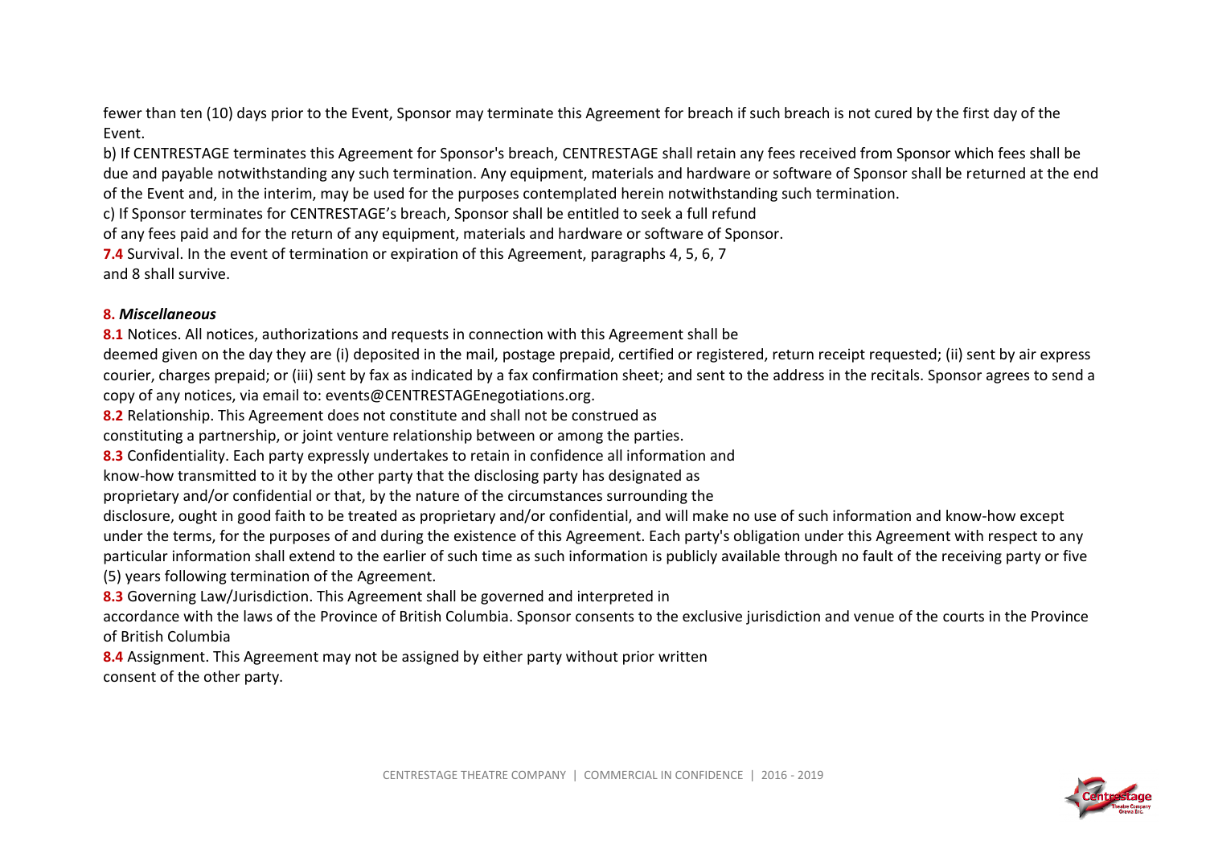fewer than ten (10) days prior to the Event, Sponsor may terminate this Agreement for breach if such breach is not cured by the first day of the Event.

b) If CENTRESTAGE terminates this Agreement for Sponsor's breach, CENTRESTAGE shall retain any fees received from Sponsor which fees shall be due and payable notwithstanding any such termination. Any equipment, materials and hardware or software of Sponsor shall be returned at the end of the Event and, in the interim, may be used for the purposes contemplated herein notwithstanding such termination.

c) If Sponsor terminates for CENTRESTAGE's breach, Sponsor shall be entitled to seek a full refund of any fees paid and for the return of any equipment, materials and hardware or software of Sponsor.

**7.4** Survival. In the event of termination or expiration of this Agreement, paragraphs 4, 5, 6, 7 and 8 shall survive.

### 8. *Miscellaneous*

**8.1** Notices. All notices, authorizations and requests in connection with this Agreement shall be deemed given on the day they are (i) deposited in the mail, postage prepaid, certified or registered, return receipt requested; (ii) sent by air express courier, charges prepaid; or (iii) sent by fax as indicated by a fax confirmation sheet; and sent to the address in the recitals. Sponsor agrees to send a copy of any notices, via email to: events@CENTRESTAGEnegotiations.org.

**8.2** Relationship. This Agreement does not constitute and shall not be construed as constituting a partnership, or joint venture relationship between or among the parties.

**8.3** Confidentiality. Each party expressly undertakes to retain in confidence all information and know-how transmitted to it by the other party that the disclosing party has designated as proprietary and/or confidential or that, by the nature of the circumstances surrounding the disclosure, ought in good faith to be treated as proprietary and/or confidential, and will make no use of such information and know-how except under the terms, for the purposes of and during the existence of this Agreement. Each party's obligation under this Agreement with respect to any particular information shall extend to the earlier of such time as such information is publicly available through no fault of the receiving party or five (5) years following termination of the Agreement.

**8.3** Governing Law/Jurisdiction. This Agreement shall be governed and interpreted in accordance with the laws of the Province of British Columbia. Sponsor consents to the exclusive jurisdiction and venue of the courts in the Province of British Columbia

**8.4** Assignment. This Agreement may not be assigned by either party without prior written consent of the other party.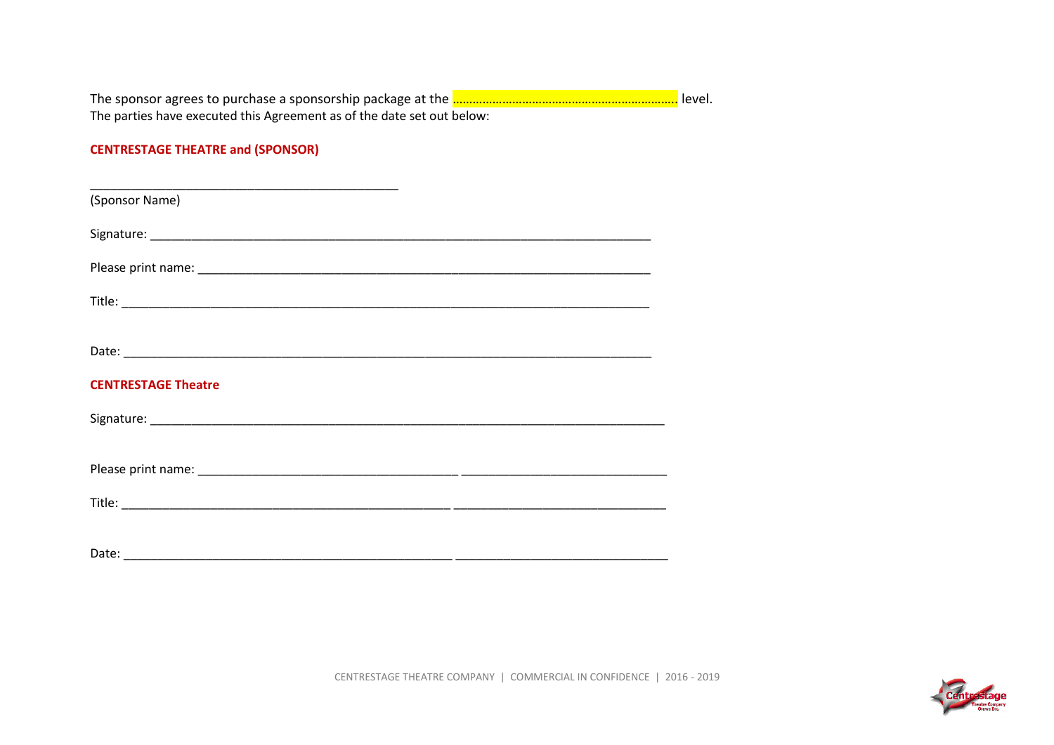The sponsor agrees to purchase a sponsorship package at the ………………………………………………………….. level.
The parties have executed this Agreement as of the date set out below:

**CENTRESTAGE THEATRE and (SPONSOR)**

_______________________________________________
(Sponsor Name)

Signature: ______________________________________________________________________________

Please print name: _______________________________________________________________________

Title: __________________________________________________________________________________

Date: __________________________________________________________________________________

**CENTRESTAGE Theatre**

Signature: ________________________________________________________________________________

Please print name: ________________________________________ ________________________________

Title: __________________________________________________ _________________________________

Date: __________________________________________________ _________________________________